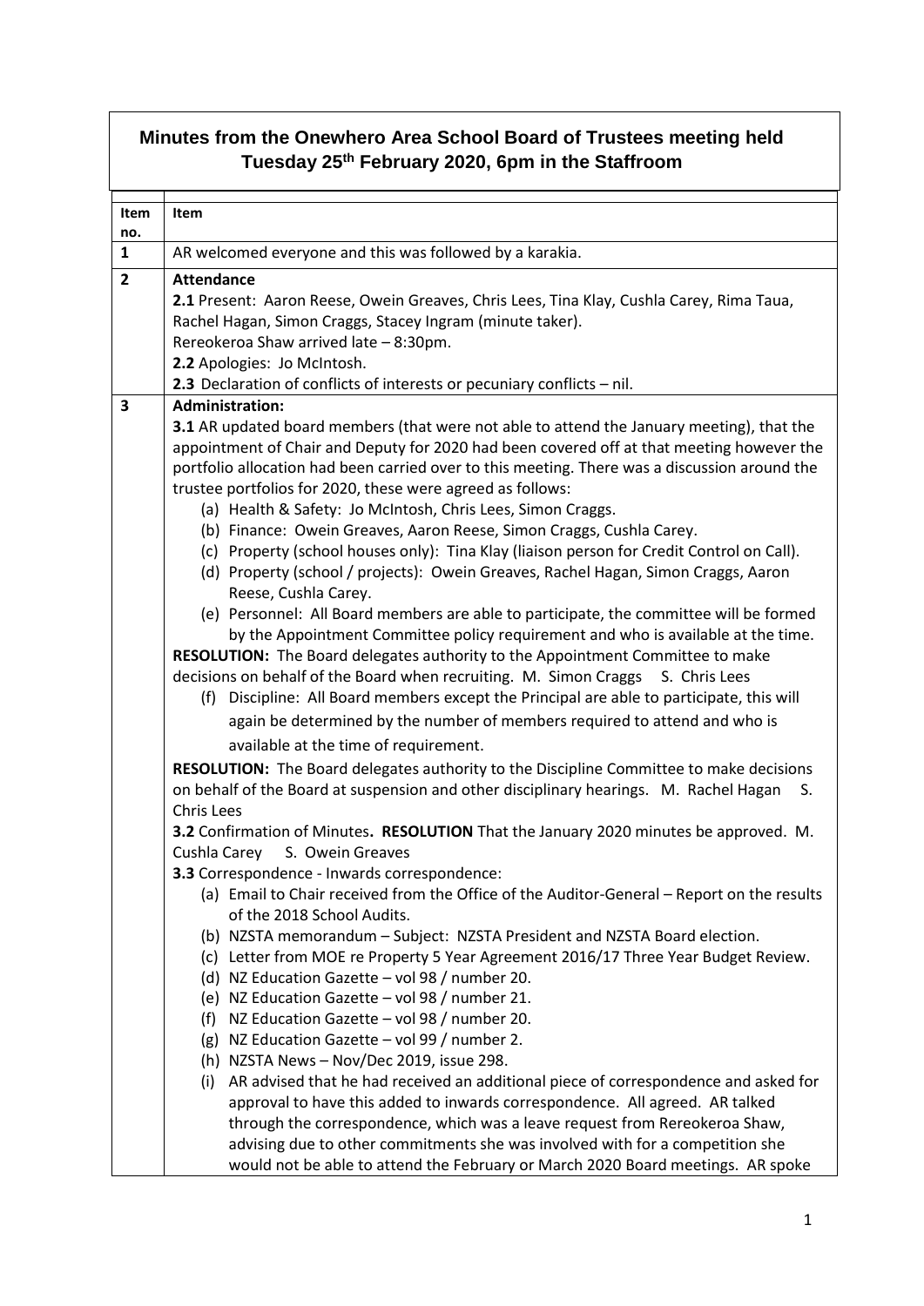# Minutes from the Onewhero Area School Board of Trustees meeting held Tuesday 25th February 2020, 6pm in the Staffroom

| Item no. | Item |
| --- | --- |
| **1** | AR welcomed everyone and this was followed by a karakia. |
| **2** | **Attendance**<br>**2.1** Present: Aaron Reese, Owein Greaves, Chris Lees, Tina Klay, Cushla Carey, Rima Taua, Rachel Hagan, Simon Craggs, Stacey Ingram (minute taker).<br>Rereokeroa Shaw arrived late – 8:30pm.<br>**2.2** Apologies: Jo McIntosh.<br>**2.3** Declaration of conflicts of interests or pecuniary conflicts – nil. |
| **3** | **Administration:**<br>**3.1** AR updated board members (that were not able to attend the January meeting), that the appointment of Chair and Deputy for 2020 had been covered off at that meeting however the portfolio allocation had been carried over to this meeting. There was a discussion around the trustee portfolios for 2020, these were agreed as follows:<br>(a) Health & Safety: Jo McIntosh, Chris Lees, Simon Craggs.<br>(b) Finance: Owein Greaves, Aaron Reese, Simon Craggs, Cushla Carey.<br>(c) Property (school houses only): Tina Klay (liaison person for Credit Control on Call).<br>(d) Property (school / projects): Owein Greaves, Rachel Hagan, Simon Craggs, Aaron Reese, Cushla Carey.<br>(e) Personnel: All Board members are able to participate, the committee will be formed by the Appointment Committee policy requirement and who is available at the time.<br>**RESOLUTION:** The Board delegates authority to the Appointment Committee to make decisions on behalf of the Board when recruiting. M. Simon Craggs S. Chris Lees<br>(f) Discipline: All Board members except the Principal are able to participate, this will again be determined by the number of members required to attend and who is available at the time of requirement.<br>**RESOLUTION:** The Board delegates authority to the Discipline Committee to make decisions on behalf of the Board at suspension and other disciplinary hearings. M. Rachel Hagan S. Chris Lees<br>**3.2** Confirmation of Minutes. **RESOLUTION** That the January 2020 minutes be approved. M. Cushla Carey S. Owein Greaves<br>**3.3** Correspondence - Inwards correspondence:<br>(a) Email to Chair received from the Office of the Auditor-General – Report on the results of the 2018 School Audits.<br>(b) NZSTA memorandum – Subject: NZSTA President and NZSTA Board election.<br>(c) Letter from MOE re Property 5 Year Agreement 2016/17 Three Year Budget Review.<br>(d) NZ Education Gazette – vol 98 / number 20.<br>(e) NZ Education Gazette – vol 98 / number 21.<br>(f) NZ Education Gazette – vol 98 / number 20.<br>(g) NZ Education Gazette – vol 99 / number 2.<br>(h) NZSTA News – Nov/Dec 2019, issue 298.<br>(i) AR advised that he had received an additional piece of correspondence and asked for approval to have this added to inwards correspondence. All agreed. AR talked through the correspondence, which was a leave request from Rereokeroa Shaw, advising due to other commitments she was involved with for a competition she would not be able to attend the February or March 2020 Board meetings. AR spoke |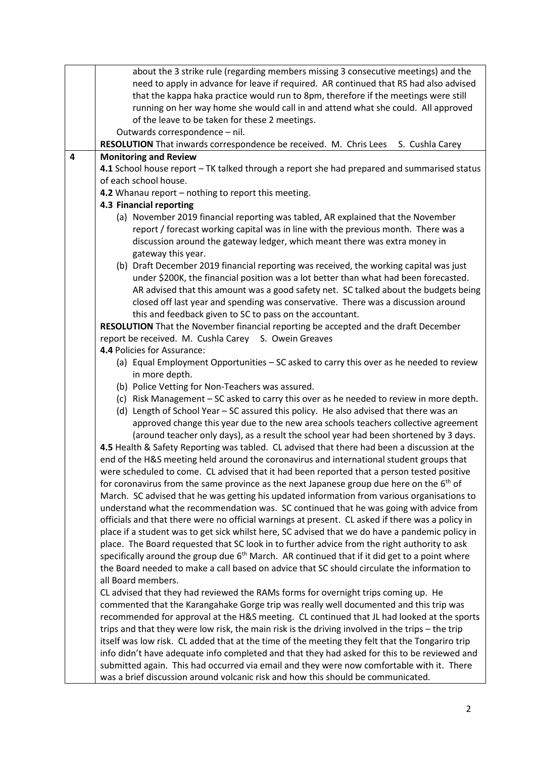| | |
|---|---|
| | about the 3 strike rule (regarding members missing 3 consecutive meetings) and the need to apply in advance for leave if required. AR continued that RS had also advised that the kappa haka practice would run to 8pm, therefore if the meetings were still running on her way home she would call in and attend what she could. All approved of the leave to be taken for these 2 meetings.<br>Outwards correspondence – nil.<br>**RESOLUTION** That inwards correspondence be received. M. Chris Lees S. Cushla Carey |
| **4** | **Monitoring and Review**<br>**4.1** School house report – TK talked through a report she had prepared and summarised status of each school house.<br>**4.2** Whanau report – nothing to report this meeting.<br>**4.3 Financial reporting**<br>(a) November 2019 financial reporting was tabled, AR explained that the November report / forecast working capital was in line with the previous month. There was a discussion around the gateway ledger, which meant there was extra money in gateway this year.<br>(b) Draft December 2019 financial reporting was received, the working capital was just under \$200K, the financial position was a lot better than what had been forecasted. AR advised that this amount was a good safety net. SC talked about the budgets being closed off last year and spending was conservative. There was a discussion around this and feedback given to SC to pass on the accountant.<br>**RESOLUTION** That the November financial reporting be accepted and the draft December report be received. M. Cushla Carey S. Owein Greaves<br>**4.4** Policies for Assurance:<br>(a) Equal Employment Opportunities – SC asked to carry this over as he needed to review in more depth.<br>(b) Police Vetting for Non-Teachers was assured.<br>(c) Risk Management – SC asked to carry this over as he needed to review in more depth.<br>(d) Length of School Year – SC assured this policy. He also advised that there was an approved change this year due to the new area schools teachers collective agreement (around teacher only days), as a result the school year had been shortened by 3 days.<br>**4.5** Health & Safety Reporting was tabled. CL advised that there had been a discussion at the end of the H&S meeting held around the coronavirus and international student groups that were scheduled to come. CL advised that it had been reported that a person tested positive for coronavirus from the same province as the next Japanese group due here on the 6th of March. SC advised that he was getting his updated information from various organisations to understand what the recommendation was. SC continued that he was going with advice from officials and that there were no official warnings at present. CL asked if there was a policy in place if a student was to get sick whilst here, SC advised that we do have a pandemic policy in place. The Board requested that SC look in to further advice from the right authority to ask specifically around the group due 6th March. AR continued that if it did get to a point where the Board needed to make a call based on advice that SC should circulate the information to all Board members.<br>CL advised that they had reviewed the RAMs forms for overnight trips coming up. He commented that the Karangahake Gorge trip was really well documented and this trip was recommended for approval at the H&S meeting. CL continued that JL had looked at the sports trips and that they were low risk, the main risk is the driving involved in the trips – the trip itself was low risk. CL added that at the time of the meeting they felt that the Tongariro trip info didn't have adequate info completed and that they had asked for this to be reviewed and submitted again. This had occurred via email and they were now comfortable with it. There was a brief discussion around volcanic risk and how this should be communicated. |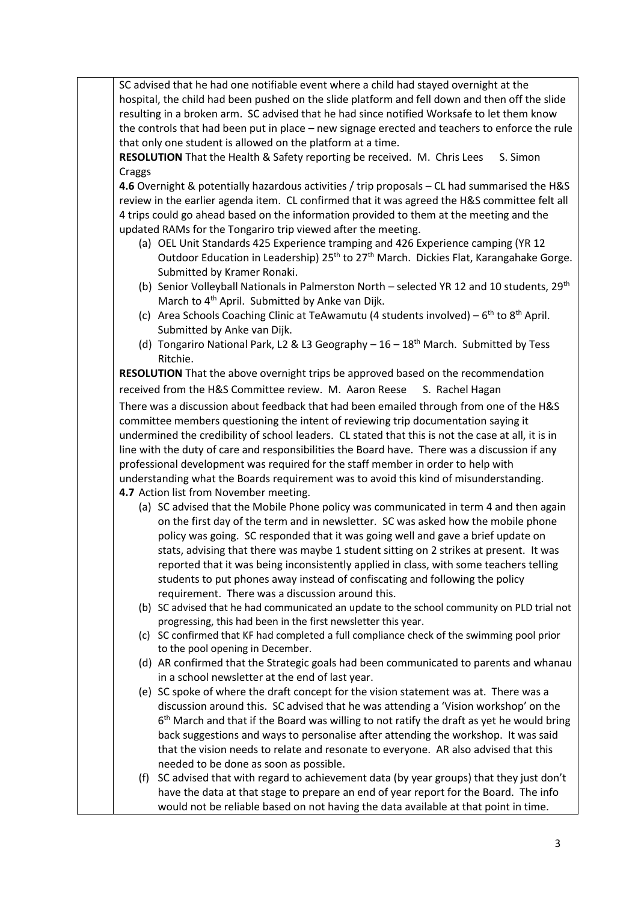SC advised that he had one notifiable event where a child had stayed overnight at the hospital, the child had been pushed on the slide platform and fell down and then off the slide resulting in a broken arm. SC advised that he had since notified Worksafe to let them know the controls that had been put in place – new signage erected and teachers to enforce the rule that only one student is allowed on the platform at a time.

**RESOLUTION** That the Health & Safety reporting be received. M. Chris Lees S. Simon Craggs

**4.6** Overnight & potentially hazardous activities / trip proposals – CL had summarised the H&S review in the earlier agenda item. CL confirmed that it was agreed the H&S committee felt all 4 trips could go ahead based on the information provided to them at the meeting and the updated RAMs for the Tongariro trip viewed after the meeting.

(a) OEL Unit Standards 425 Experience tramping and 426 Experience camping (YR 12 Outdoor Education in Leadership) 25th to 27th March. Dickies Flat, Karangahake Gorge. Submitted by Kramer Ronaki.
(b) Senior Volleyball Nationals in Palmerston North – selected YR 12 and 10 students, 29th March to 4th April. Submitted by Anke van Dijk.
(c) Area Schools Coaching Clinic at TeAwamutu (4 students involved) – 6th to 8th April. Submitted by Anke van Dijk.
(d) Tongariro National Park, L2 & L3 Geography – 16 – 18th March. Submitted by Tess Ritchie.

**RESOLUTION** That the above overnight trips be approved based on the recommendation received from the H&S Committee review. M. Aaron Reese S. Rachel Hagan

There was a discussion about feedback that had been emailed through from one of the H&S committee members questioning the intent of reviewing trip documentation saying it undermined the credibility of school leaders. CL stated that this is not the case at all, it is in line with the duty of care and responsibilities the Board have. There was a discussion if any professional development was required for the staff member in order to help with understanding what the Boards requirement was to avoid this kind of misunderstanding.

**4.7** Action list from November meeting.

(a) SC advised that the Mobile Phone policy was communicated in term 4 and then again on the first day of the term and in newsletter. SC was asked how the mobile phone policy was going. SC responded that it was going well and gave a brief update on stats, advising that there was maybe 1 student sitting on 2 strikes at present. It was reported that it was being inconsistently applied in class, with some teachers telling students to put phones away instead of confiscating and following the policy requirement. There was a discussion around this.
(b) SC advised that he had communicated an update to the school community on PLD trial not progressing, this had been in the first newsletter this year.
(c) SC confirmed that KF had completed a full compliance check of the swimming pool prior to the pool opening in December.
(d) AR confirmed that the Strategic goals had been communicated to parents and whanau in a school newsletter at the end of last year.
(e) SC spoke of where the draft concept for the vision statement was at. There was a discussion around this. SC advised that he was attending a 'Vision workshop' on the 6th March and that if the Board was willing to not ratify the draft as yet he would bring back suggestions and ways to personalise after attending the workshop. It was said that the vision needs to relate and resonate to everyone. AR also advised that this needed to be done as soon as possible.
(f) SC advised that with regard to achievement data (by year groups) that they just don't have the data at that stage to prepare an end of year report for the Board. The info would not be reliable based on not having the data available at that point in time.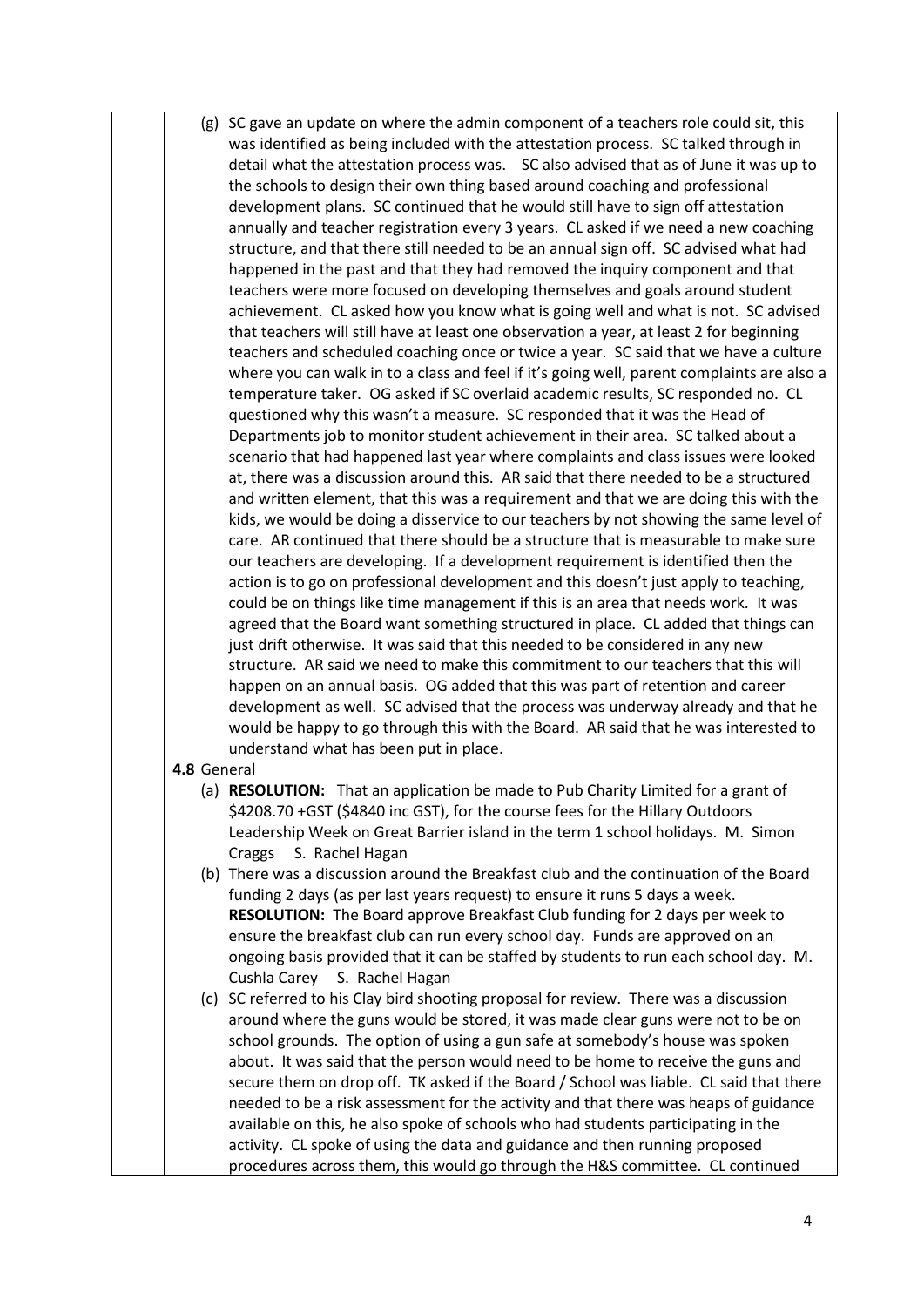(g) SC gave an update on where the admin component of a teachers role could sit, this was identified as being included with the attestation process. SC talked through in detail what the attestation process was. SC also advised that as of June it was up to the schools to design their own thing based around coaching and professional development plans. SC continued that he would still have to sign off attestation annually and teacher registration every 3 years. CL asked if we need a new coaching structure, and that there still needed to be an annual sign off. SC advised what had happened in the past and that they had removed the inquiry component and that teachers were more focused on developing themselves and goals around student achievement. CL asked how you know what is going well and what is not. SC advised that teachers will still have at least one observation a year, at least 2 for beginning teachers and scheduled coaching once or twice a year. SC said that we have a culture where you can walk in to a class and feel if it's going well, parent complaints are also a temperature taker. OG asked if SC overlaid academic results, SC responded no. CL questioned why this wasn't a measure. SC responded that it was the Head of Departments job to monitor student achievement in their area. SC talked about a scenario that had happened last year where complaints and class issues were looked at, there was a discussion around this. AR said that there needed to be a structured and written element, that this was a requirement and that we are doing this with the kids, we would be doing a disservice to our teachers by not showing the same level of care. AR continued that there should be a structure that is measurable to make sure our teachers are developing. If a development requirement is identified then the action is to go on professional development and this doesn't just apply to teaching, could be on things like time management if this is an area that needs work. It was agreed that the Board want something structured in place. CL added that things can just drift otherwise. It was said that this needed to be considered in any new structure. AR said we need to make this commitment to our teachers that this will happen on an annual basis. OG added that this was part of retention and career development as well. SC advised that the process was underway already and that he would be happy to go through this with the Board. AR said that he was interested to understand what has been put in place.

**4.8** General

(a) **RESOLUTION:** That an application be made to Pub Charity Limited for a grant of $4208.70 +GST ($4840 inc GST), for the course fees for the Hillary Outdoors Leadership Week on Great Barrier island in the term 1 school holidays. M. Simon Craggs S. Rachel Hagan

(b) There was a discussion around the Breakfast club and the continuation of the Board funding 2 days (as per last years request) to ensure it runs 5 days a week. **RESOLUTION:** The Board approve Breakfast Club funding for 2 days per week to ensure the breakfast club can run every school day. Funds are approved on an ongoing basis provided that it can be staffed by students to run each school day. M. Cushla Carey S. Rachel Hagan

(c) SC referred to his Clay bird shooting proposal for review. There was a discussion around where the guns would be stored, it was made clear guns were not to be on school grounds. The option of using a gun safe at somebody's house was spoken about. It was said that the person would need to be home to receive the guns and secure them on drop off. TK asked if the Board / School was liable. CL said that there needed to be a risk assessment for the activity and that there was heaps of guidance available on this, he also spoke of schools who had students participating in the activity. CL spoke of using the data and guidance and then running proposed procedures across them, this would go through the H&S committee. CL continued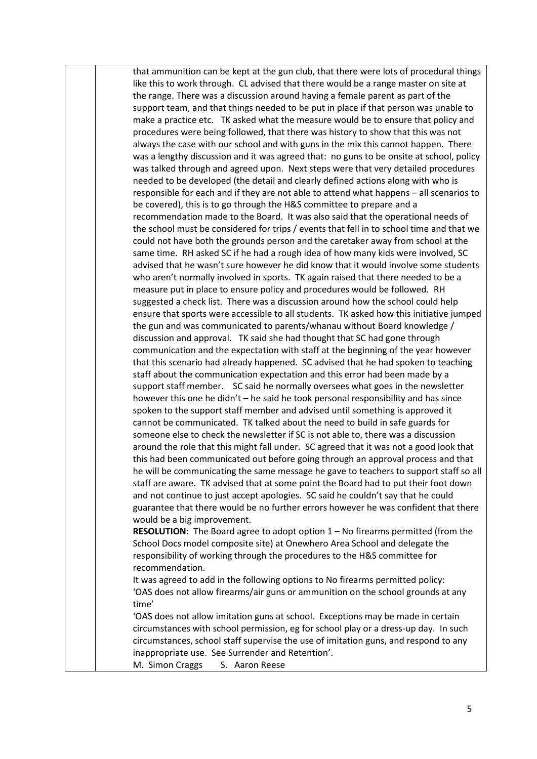that ammunition can be kept at the gun club, that there were lots of procedural things like this to work through. CL advised that there would be a range master on site at the range. There was a discussion around having a female parent as part of the support team, and that things needed to be put in place if that person was unable to make a practice etc. TK asked what the measure would be to ensure that policy and procedures were being followed, that there was history to show that this was not always the case with our school and with guns in the mix this cannot happen. There was a lengthy discussion and it was agreed that: no guns to be onsite at school, policy was talked through and agreed upon. Next steps were that very detailed procedures needed to be developed (the detail and clearly defined actions along with who is responsible for each and if they are not able to attend what happens – all scenarios to be covered), this is to go through the H&S committee to prepare and a recommendation made to the Board. It was also said that the operational needs of the school must be considered for trips / events that fell in to school time and that we could not have both the grounds person and the caretaker away from school at the same time. RH asked SC if he had a rough idea of how many kids were involved, SC advised that he wasn't sure however he did know that it would involve some students who aren't normally involved in sports. TK again raised that there needed to be a measure put in place to ensure policy and procedures would be followed. RH suggested a check list. There was a discussion around how the school could help ensure that sports were accessible to all students. TK asked how this initiative jumped the gun and was communicated to parents/whanau without Board knowledge / discussion and approval. TK said she had thought that SC had gone through communication and the expectation with staff at the beginning of the year however that this scenario had already happened. SC advised that he had spoken to teaching staff about the communication expectation and this error had been made by a support staff member. SC said he normally oversees what goes in the newsletter however this one he didn't – he said he took personal responsibility and has since spoken to the support staff member and advised until something is approved it cannot be communicated. TK talked about the need to build in safe guards for someone else to check the newsletter if SC is not able to, there was a discussion around the role that this might fall under. SC agreed that it was not a good look that this had been communicated out before going through an approval process and that he will be communicating the same message he gave to teachers to support staff so all staff are aware. TK advised that at some point the Board had to put their foot down and not continue to just accept apologies. SC said he couldn't say that he could guarantee that there would be no further errors however he was confident that there would be a big improvement.

**RESOLUTION:** The Board agree to adopt option 1 – No firearms permitted (from the School Docs model composite site) at Onewhero Area School and delegate the responsibility of working through the procedures to the H&S committee for recommendation.

It was agreed to add in the following options to No firearms permitted policy:

'OAS does not allow firearms/air guns or ammunition on the school grounds at any time'

'OAS does not allow imitation guns at school. Exceptions may be made in certain circumstances with school permission, eg for school play or a dress-up day. In such circumstances, school staff supervise the use of imitation guns, and respond to any inappropriate use. See Surrender and Retention'.

M. Simon Craggs     S. Aaron Reese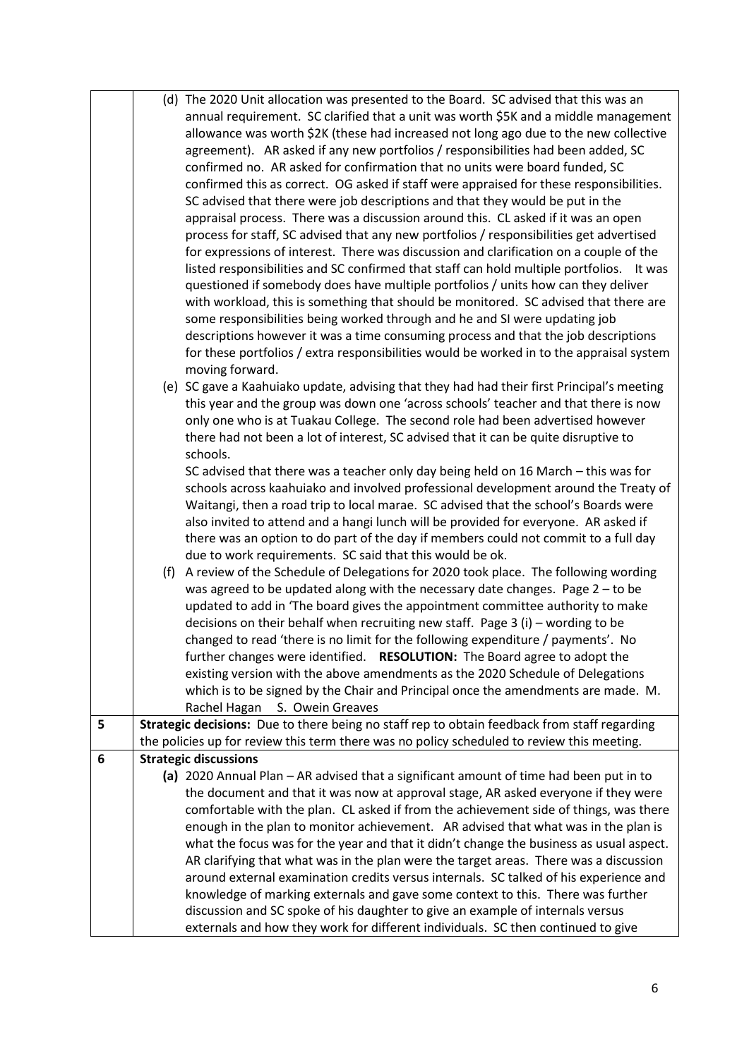|   |   |
|---|---|
|   | (d) The 2020 Unit allocation was presented to the Board. SC advised that this was an annual requirement. SC clarified that a unit was worth $5K and a middle management allowance was worth $2K (these had increased not long ago due to the new collective agreement). AR asked if any new portfolios / responsibilities had been added, SC confirmed no. AR asked for confirmation that no units were board funded, SC confirmed this as correct. OG asked if staff were appraised for these responsibilities. SC advised that there were job descriptions and that they would be put in the appraisal process. There was a discussion around this. CL asked if it was an open process for staff, SC advised that any new portfolios / responsibilities get advertised for expressions of interest. There was discussion and clarification on a couple of the listed responsibilities and SC confirmed that staff can hold multiple portfolios. It was questioned if somebody does have multiple portfolios / units how can they deliver with workload, this is something that should be monitored. SC advised that there are some responsibilities being worked through and he and SI were updating job descriptions however it was a time consuming process and that the job descriptions for these portfolios / extra responsibilities would be worked in to the appraisal system moving forward.<br>(e) SC gave a Kaahuiako update, advising that they had had their first Principal's meeting this year and the group was down one 'across schools' teacher and that there is now only one who is at Tuakau College. The second role had been advertised however there had not been a lot of interest, SC advised that it can be quite disruptive to schools.<br>SC advised that there was a teacher only day being held on 16 March – this was for schools across kaahuiako and involved professional development around the Treaty of Waitangi, then a road trip to local marae. SC advised that the school's Boards were also invited to attend and a hangi lunch will be provided for everyone. AR asked if there was an option to do part of the day if members could not commit to a full day due to work requirements. SC said that this would be ok.<br>(f) A review of the Schedule of Delegations for 2020 took place. The following wording was agreed to be updated along with the necessary date changes. Page 2 – to be updated to add in 'The board gives the appointment committee authority to make decisions on their behalf when recruiting new staff. Page 3 (i) – wording to be changed to read 'there is no limit for the following expenditure / payments'. No further changes were identified. **RESOLUTION:** The Board agree to adopt the existing version with the above amendments as the 2020 Schedule of Delegations which is to be signed by the Chair and Principal once the amendments are made. M. Rachel Hagan S. Owein Greaves |
| 5 | **Strategic decisions:** Due to there being no staff rep to obtain feedback from staff regarding the policies up for review this term there was no policy scheduled to review this meeting. |
| 6 | **Strategic discussions**<br>**(a)** 2020 Annual Plan – AR advised that a significant amount of time had been put in to the document and that it was now at approval stage, AR asked everyone if they were comfortable with the plan. CL asked if from the achievement side of things, was there enough in the plan to monitor achievement. AR advised that what was in the plan is what the focus was for the year and that it didn't change the business as usual aspect. AR clarifying that what was in the plan were the target areas. There was a discussion around external examination credits versus internals. SC talked of his experience and knowledge of marking externals and gave some context to this. There was further discussion and SC spoke of his daughter to give an example of internals versus externals and how they work for different individuals. SC then continued to give |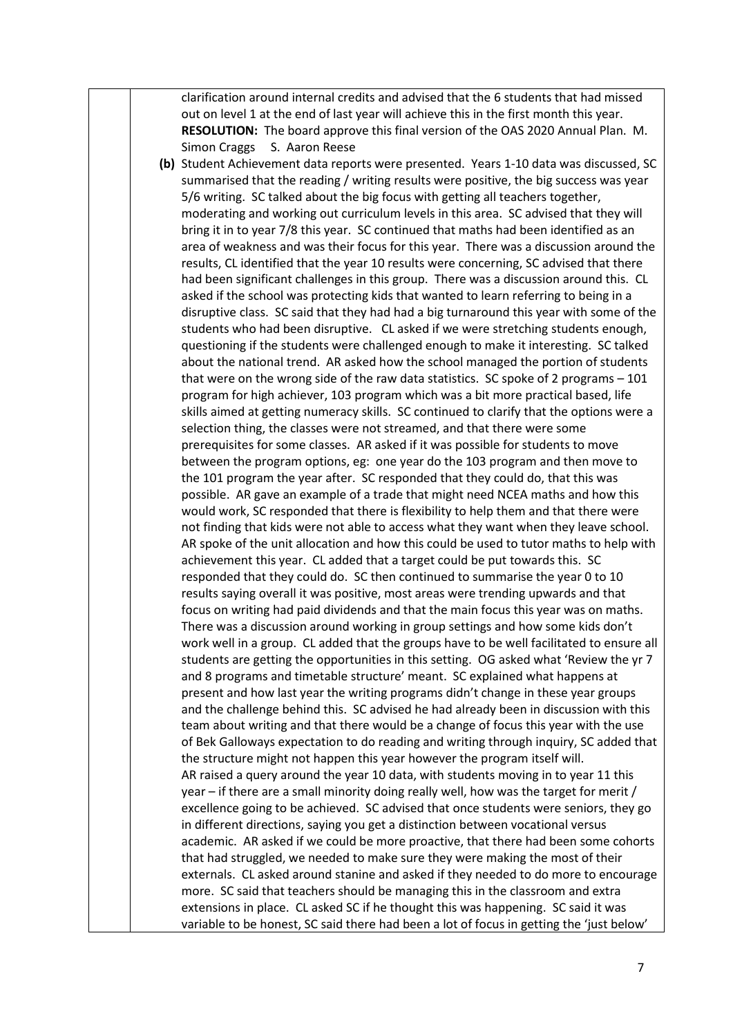clarification around internal credits and advised that the 6 students that had missed out on level 1 at the end of last year will achieve this in the first month this year.
**RESOLUTION:** The board approve this final version of the OAS 2020 Annual Plan. M. Simon Craggs S. Aaron Reese

**(b)** Student Achievement data reports were presented. Years 1-10 data was discussed, SC summarised that the reading / writing results were positive, the big success was year 5/6 writing. SC talked about the big focus with getting all teachers together, moderating and working out curriculum levels in this area. SC advised that they will bring it in to year 7/8 this year. SC continued that maths had been identified as an area of weakness and was their focus for this year. There was a discussion around the results, CL identified that the year 10 results were concerning, SC advised that there had been significant challenges in this group. There was a discussion around this. CL asked if the school was protecting kids that wanted to learn referring to being in a disruptive class. SC said that they had had a big turnaround this year with some of the students who had been disruptive. CL asked if we were stretching students enough, questioning if the students were challenged enough to make it interesting. SC talked about the national trend. AR asked how the school managed the portion of students that were on the wrong side of the raw data statistics. SC spoke of 2 programs – 101 program for high achiever, 103 program which was a bit more practical based, life skills aimed at getting numeracy skills. SC continued to clarify that the options were a selection thing, the classes were not streamed, and that there were some prerequisites for some classes. AR asked if it was possible for students to move between the program options, eg: one year do the 103 program and then move to the 101 program the year after. SC responded that they could do, that this was possible. AR gave an example of a trade that might need NCEA maths and how this would work, SC responded that there is flexibility to help them and that there were not finding that kids were not able to access what they want when they leave school. AR spoke of the unit allocation and how this could be used to tutor maths to help with achievement this year. CL added that a target could be put towards this. SC responded that they could do. SC then continued to summarise the year 0 to 10 results saying overall it was positive, most areas were trending upwards and that focus on writing had paid dividends and that the main focus this year was on maths. There was a discussion around working in group settings and how some kids don't work well in a group. CL added that the groups have to be well facilitated to ensure all students are getting the opportunities in this setting. OG asked what 'Review the yr 7 and 8 programs and timetable structure' meant. SC explained what happens at present and how last year the writing programs didn't change in these year groups and the challenge behind this. SC advised he had already been in discussion with this team about writing and that there would be a change of focus this year with the use of Bek Galloways expectation to do reading and writing through inquiry, SC added that the structure might not happen this year however the program itself will.
AR raised a query around the year 10 data, with students moving in to year 11 this year – if there are a small minority doing really well, how was the target for merit / excellence going to be achieved. SC advised that once students were seniors, they go in different directions, saying you get a distinction between vocational versus academic. AR asked if we could be more proactive, that there had been some cohorts that had struggled, we needed to make sure they were making the most of their externals. CL asked around stanine and asked if they needed to do more to encourage more. SC said that teachers should be managing this in the classroom and extra extensions in place. CL asked SC if he thought this was happening. SC said it was variable to be honest, SC said there had been a lot of focus in getting the 'just below'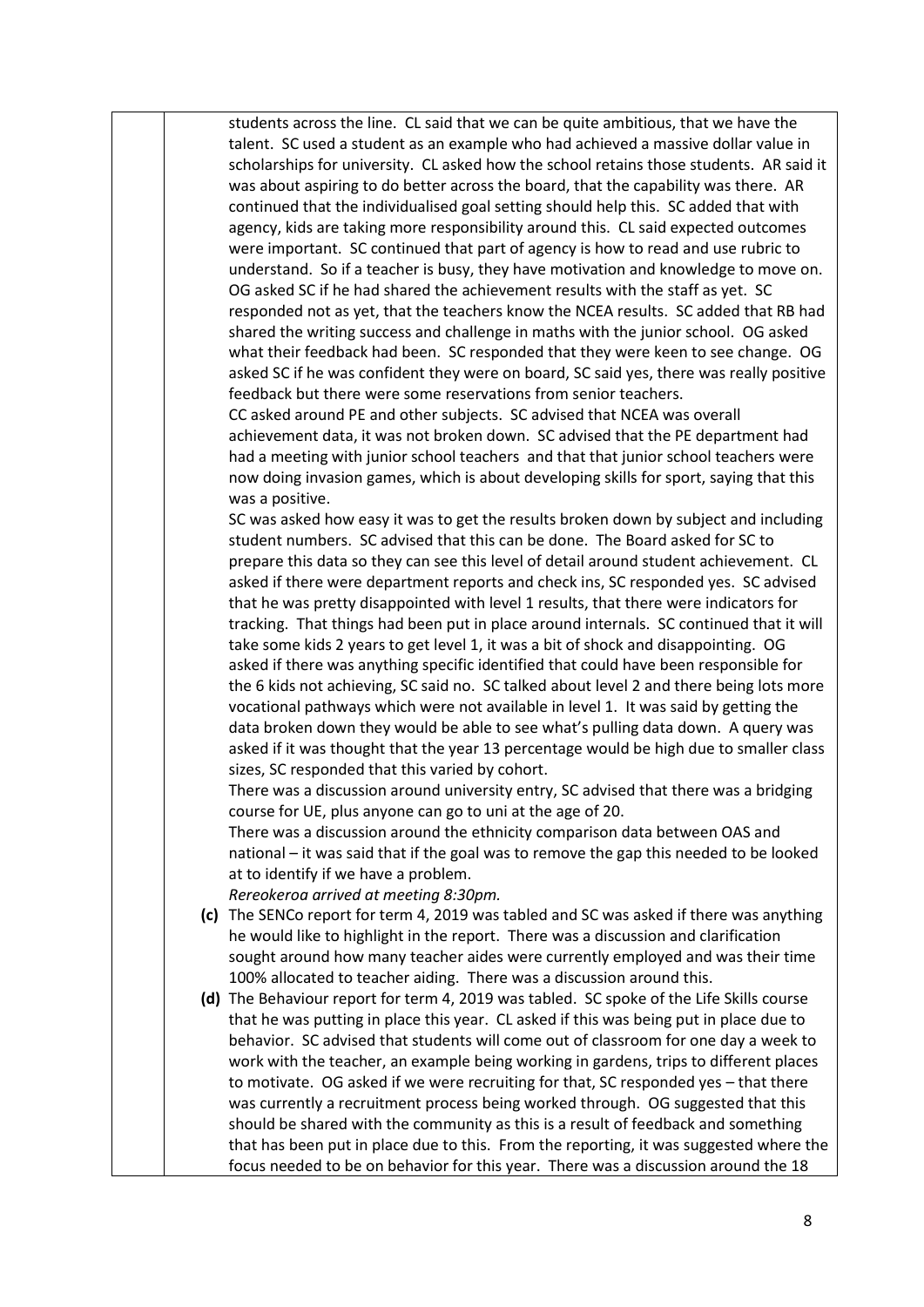students across the line. CL said that we can be quite ambitious, that we have the talent. SC used a student as an example who had achieved a massive dollar value in scholarships for university. CL asked how the school retains those students. AR said it was about aspiring to do better across the board, that the capability was there. AR continued that the individualised goal setting should help this. SC added that with agency, kids are taking more responsibility around this. CL said expected outcomes were important. SC continued that part of agency is how to read and use rubric to understand. So if a teacher is busy, they have motivation and knowledge to move on. OG asked SC if he had shared the achievement results with the staff as yet. SC responded not as yet, that the teachers know the NCEA results. SC added that RB had shared the writing success and challenge in maths with the junior school. OG asked what their feedback had been. SC responded that they were keen to see change. OG asked SC if he was confident they were on board, SC said yes, there was really positive feedback but there were some reservations from senior teachers.

CC asked around PE and other subjects. SC advised that NCEA was overall achievement data, it was not broken down. SC advised that the PE department had had a meeting with junior school teachers and that that junior school teachers were now doing invasion games, which is about developing skills for sport, saying that this was a positive.

SC was asked how easy it was to get the results broken down by subject and including student numbers. SC advised that this can be done. The Board asked for SC to prepare this data so they can see this level of detail around student achievement. CL asked if there were department reports and check ins, SC responded yes. SC advised that he was pretty disappointed with level 1 results, that there were indicators for tracking. That things had been put in place around internals. SC continued that it will take some kids 2 years to get level 1, it was a bit of shock and disappointing. OG asked if there was anything specific identified that could have been responsible for the 6 kids not achieving, SC said no. SC talked about level 2 and there being lots more vocational pathways which were not available in level 1. It was said by getting the data broken down they would be able to see what's pulling data down. A query was asked if it was thought that the year 13 percentage would be high due to smaller class sizes, SC responded that this varied by cohort.

There was a discussion around university entry, SC advised that there was a bridging course for UE, plus anyone can go to uni at the age of 20.

There was a discussion around the ethnicity comparison data between OAS and national – it was said that if the goal was to remove the gap this needed to be looked at to identify if we have a problem.

*Rereokeroa arrived at meeting 8:30pm.*

**(c)** The SENCo report for term 4, 2019 was tabled and SC was asked if there was anything he would like to highlight in the report. There was a discussion and clarification sought around how many teacher aides were currently employed and was their time 100% allocated to teacher aiding. There was a discussion around this.

**(d)** The Behaviour report for term 4, 2019 was tabled. SC spoke of the Life Skills course that he was putting in place this year. CL asked if this was being put in place due to behavior. SC advised that students will come out of classroom for one day a week to work with the teacher, an example being working in gardens, trips to different places to motivate. OG asked if we were recruiting for that, SC responded yes – that there was currently a recruitment process being worked through. OG suggested that this should be shared with the community as this is a result of feedback and something that has been put in place due to this. From the reporting, it was suggested where the focus needed to be on behavior for this year. There was a discussion around the 18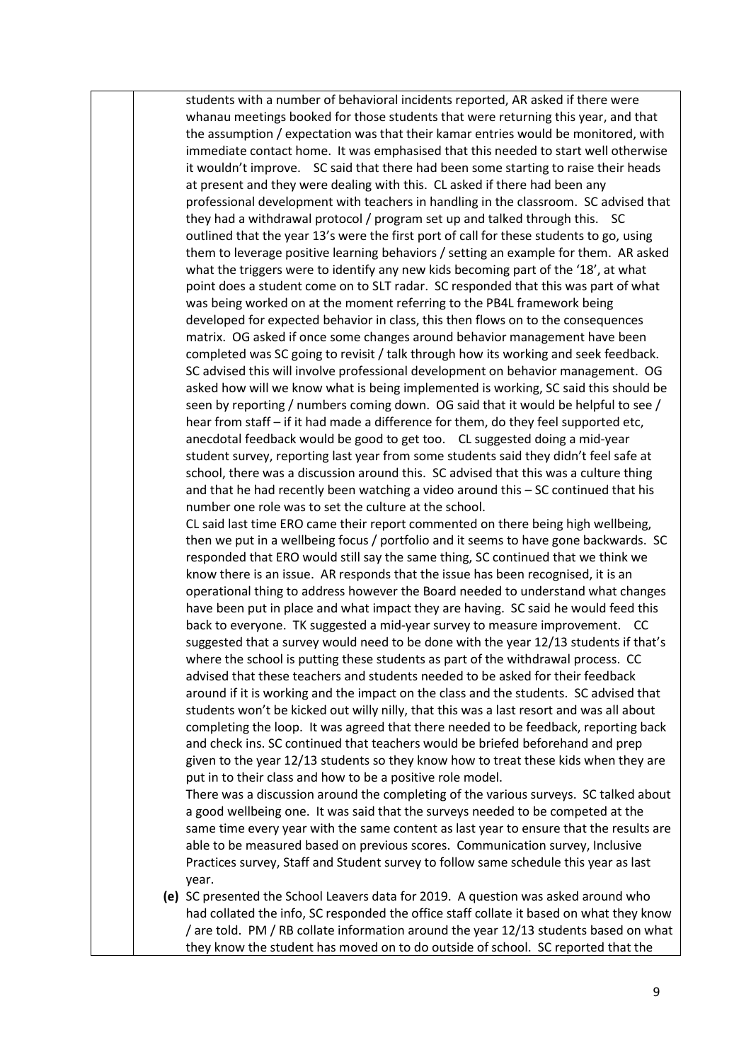students with a number of behavioral incidents reported, AR asked if there were whanau meetings booked for those students that were returning this year, and that the assumption / expectation was that their kamar entries would be monitored, with immediate contact home. It was emphasised that this needed to start well otherwise it wouldn't improve. SC said that there had been some starting to raise their heads at present and they were dealing with this. CL asked if there had been any professional development with teachers in handling in the classroom. SC advised that they had a withdrawal protocol / program set up and talked through this. SC outlined that the year 13's were the first port of call for these students to go, using them to leverage positive learning behaviors / setting an example for them. AR asked what the triggers were to identify any new kids becoming part of the '18', at what point does a student come on to SLT radar. SC responded that this was part of what was being worked on at the moment referring to the PB4L framework being developed for expected behavior in class, this then flows on to the consequences matrix. OG asked if once some changes around behavior management have been completed was SC going to revisit / talk through how its working and seek feedback. SC advised this will involve professional development on behavior management. OG asked how will we know what is being implemented is working, SC said this should be seen by reporting / numbers coming down. OG said that it would be helpful to see / hear from staff – if it had made a difference for them, do they feel supported etc, anecdotal feedback would be good to get too. CL suggested doing a mid-year student survey, reporting last year from some students said they didn't feel safe at school, there was a discussion around this. SC advised that this was a culture thing and that he had recently been watching a video around this – SC continued that his number one role was to set the culture at the school.

CL said last time ERO came their report commented on there being high wellbeing, then we put in a wellbeing focus / portfolio and it seems to have gone backwards. SC responded that ERO would still say the same thing, SC continued that we think we know there is an issue. AR responds that the issue has been recognised, it is an operational thing to address however the Board needed to understand what changes have been put in place and what impact they are having. SC said he would feed this back to everyone. TK suggested a mid-year survey to measure improvement. CC suggested that a survey would need to be done with the year 12/13 students if that's where the school is putting these students as part of the withdrawal process. CC advised that these teachers and students needed to be asked for their feedback around if it is working and the impact on the class and the students. SC advised that students won't be kicked out willy nilly, that this was a last resort and was all about completing the loop. It was agreed that there needed to be feedback, reporting back and check ins. SC continued that teachers would be briefed beforehand and prep given to the year 12/13 students so they know how to treat these kids when they are put in to their class and how to be a positive role model.

There was a discussion around the completing of the various surveys. SC talked about a good wellbeing one. It was said that the surveys needed to be competed at the same time every year with the same content as last year to ensure that the results are able to be measured based on previous scores. Communication survey, Inclusive Practices survey, Staff and Student survey to follow same schedule this year as last year.

**(e)** SC presented the School Leavers data for 2019. A question was asked around who had collated the info, SC responded the office staff collate it based on what they know / are told. PM / RB collate information around the year 12/13 students based on what they know the student has moved on to do outside of school. SC reported that the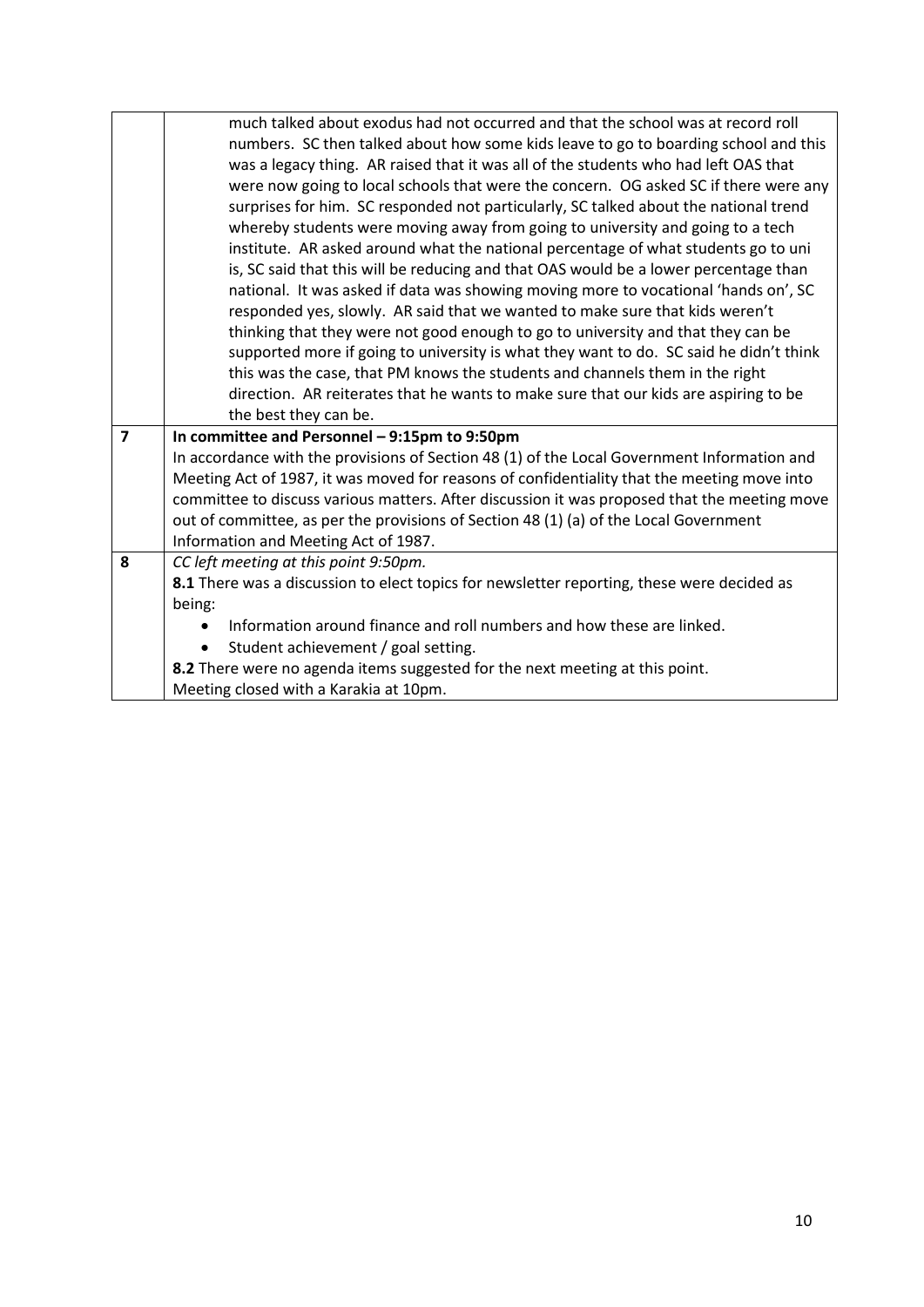| | |
|---|---|
| | much talked about exodus had not occurred and that the school was at record roll numbers. SC then talked about how some kids leave to go to boarding school and this was a legacy thing. AR raised that it was all of the students who had left OAS that were now going to local schools that were the concern. OG asked SC if there were any surprises for him. SC responded not particularly, SC talked about the national trend whereby students were moving away from going to university and going to a tech institute. AR asked around what the national percentage of what students go to uni is, SC said that this will be reducing and that OAS would be a lower percentage than national. It was asked if data was showing moving more to vocational 'hands on', SC responded yes, slowly. AR said that we wanted to make sure that kids weren't thinking that they were not good enough to go to university and that they can be supported more if going to university is what they want to do. SC said he didn't think this was the case, that PM knows the students and channels them in the right direction. AR reiterates that he wants to make sure that our kids are aspiring to be the best they can be. |
| **7** | **In committee and Personnel – 9:15pm to 9:50pm**<br>In accordance with the provisions of Section 48 (1) of the Local Government Information and Meeting Act of 1987, it was moved for reasons of confidentiality that the meeting move into committee to discuss various matters. After discussion it was proposed that the meeting move out of committee, as per the provisions of Section 48 (1) (a) of the Local Government Information and Meeting Act of 1987. |
| **8** | *CC left meeting at this point 9:50pm.*<br>**8.1** There was a discussion to elect topics for newsletter reporting, these were decided as being:<br>• Information around finance and roll numbers and how these are linked.<br>• Student achievement / goal setting.<br>**8.2** There were no agenda items suggested for the next meeting at this point.<br>Meeting closed with a Karakia at 10pm. |